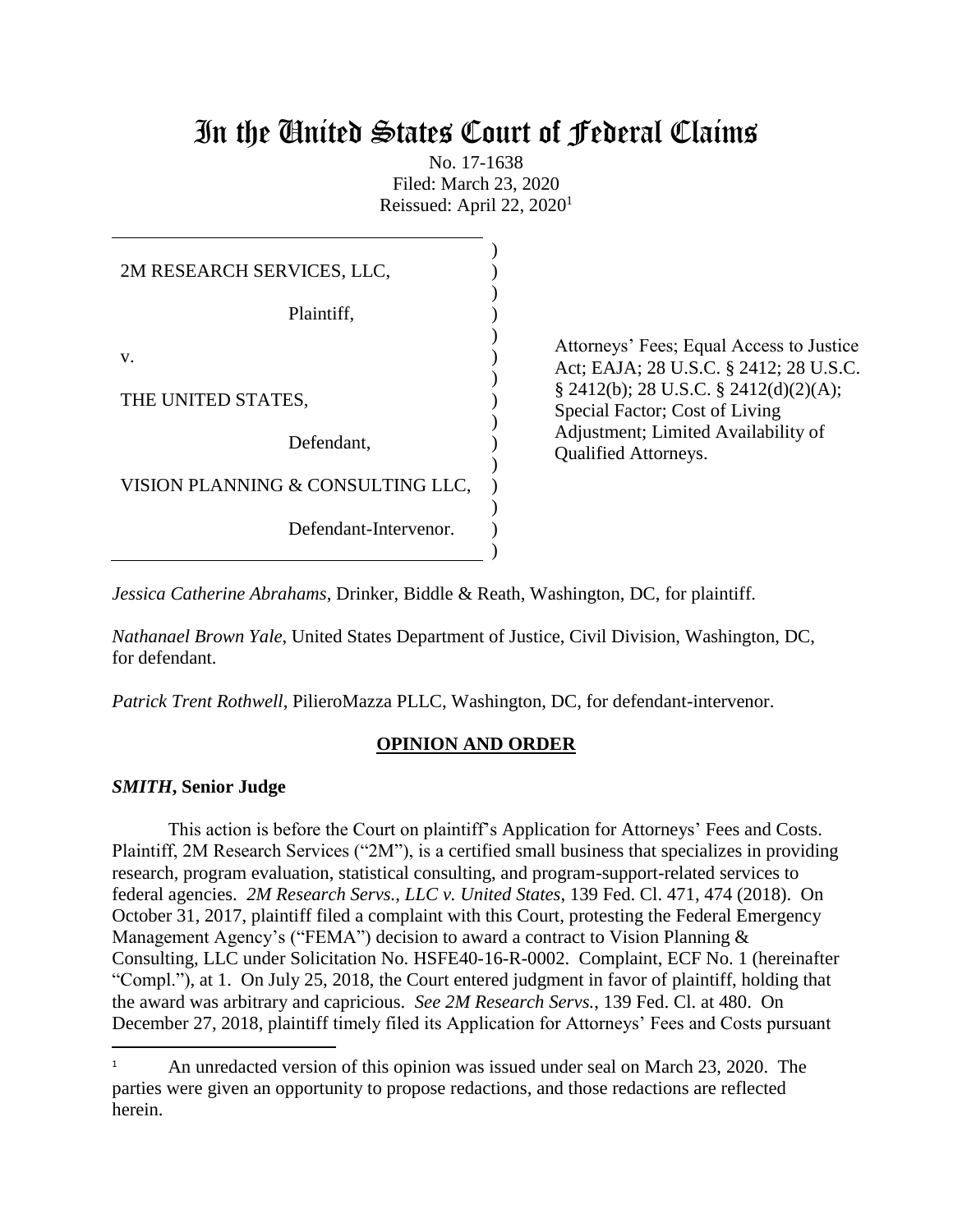# In the United States Court of Federal Claims

No. 17-1638
Filed: March 23, 2020
Reissued: April 22, 2020[1]

| | |
|---|---|
| 2M RESEARCH SERVICES, LLC,<br><br>Plaintiff,<br><br>v.<br><br>THE UNITED STATES,<br><br>Defendant,<br><br>VISION PLANNING & CONSULTING LLC,<br><br>Defendant-Intervenor. | Attorneys' Fees; Equal Access to Justice Act; EAJA; 28 U.S.C. § 2412; 28 U.S.C. § 2412(b); 28 U.S.C. § 2412(d)(2)(A); Special Factor; Cost of Living Adjustment; Limited Availability of Qualified Attorneys. |

*Jessica Catherine Abrahams*, Drinker, Biddle & Reath, Washington, DC, for plaintiff.

*Nathanael Brown Yale*, United States Department of Justice, Civil Division, Washington, DC, for defendant.

*Patrick Trent Rothwell*, PilieroMazza PLLC, Washington, DC, for defendant-intervenor.

## OPINION AND ORDER

***SMITH*, Senior Judge**

This action is before the Court on plaintiff's Application for Attorneys' Fees and Costs. Plaintiff, 2M Research Services ("2M"), is a certified small business that specializes in providing research, program evaluation, statistical consulting, and program-support-related services to federal agencies. *2M Research Servs., LLC v. United States*, 139 Fed. Cl. 471, 474 (2018). On October 31, 2017, plaintiff filed a complaint with this Court, protesting the Federal Emergency Management Agency's ("FEMA") decision to award a contract to Vision Planning & Consulting, LLC under Solicitation No. HSFE40-16-R-0002. Complaint, ECF No. 1 (hereinafter "Compl."), at 1. On July 25, 2018, the Court entered judgment in favor of plaintiff, holding that the award was arbitrary and capricious. *See 2M Research Servs.*, 139 Fed. Cl. at 480. On December 27, 2018, plaintiff timely filed its Application for Attorneys' Fees and Costs pursuant

[1] An unredacted version of this opinion was issued under seal on March 23, 2020. The parties were given an opportunity to propose redactions, and those redactions are reflected herein.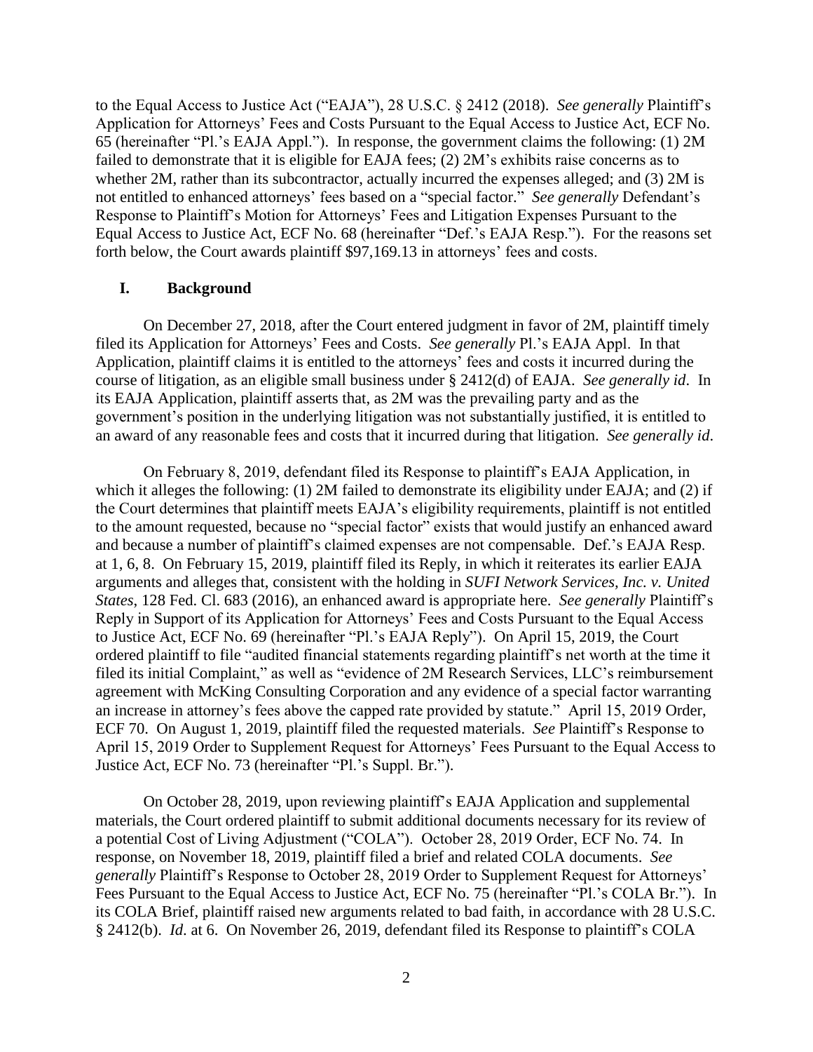to the Equal Access to Justice Act ("EAJA"), 28 U.S.C. § 2412 (2018). *See generally* Plaintiff's Application for Attorneys' Fees and Costs Pursuant to the Equal Access to Justice Act, ECF No. 65 (hereinafter "Pl.'s EAJA Appl."). In response, the government claims the following: (1) 2M failed to demonstrate that it is eligible for EAJA fees; (2) 2M's exhibits raise concerns as to whether 2M, rather than its subcontractor, actually incurred the expenses alleged; and (3) 2M is not entitled to enhanced attorneys' fees based on a "special factor." *See generally* Defendant's Response to Plaintiff's Motion for Attorneys' Fees and Litigation Expenses Pursuant to the Equal Access to Justice Act, ECF No. 68 (hereinafter "Def.'s EAJA Resp."). For the reasons set forth below, the Court awards plaintiff $97,169.13 in attorneys' fees and costs.

## I. Background

On December 27, 2018, after the Court entered judgment in favor of 2M, plaintiff timely filed its Application for Attorneys' Fees and Costs. *See generally* Pl.'s EAJA Appl. In that Application, plaintiff claims it is entitled to the attorneys' fees and costs it incurred during the course of litigation, as an eligible small business under § 2412(d) of EAJA. *See generally id*. In its EAJA Application, plaintiff asserts that, as 2M was the prevailing party and as the government's position in the underlying litigation was not substantially justified, it is entitled to an award of any reasonable fees and costs that it incurred during that litigation. *See generally id*.

On February 8, 2019, defendant filed its Response to plaintiff's EAJA Application, in which it alleges the following: (1) 2M failed to demonstrate its eligibility under EAJA; and (2) if the Court determines that plaintiff meets EAJA's eligibility requirements, plaintiff is not entitled to the amount requested, because no "special factor" exists that would justify an enhanced award and because a number of plaintiff's claimed expenses are not compensable. Def.'s EAJA Resp. at 1, 6, 8. On February 15, 2019, plaintiff filed its Reply, in which it reiterates its earlier EAJA arguments and alleges that, consistent with the holding in *SUFI Network Services, Inc. v. United States*, 128 Fed. Cl. 683 (2016), an enhanced award is appropriate here. *See generally* Plaintiff's Reply in Support of its Application for Attorneys' Fees and Costs Pursuant to the Equal Access to Justice Act, ECF No. 69 (hereinafter "Pl.'s EAJA Reply"). On April 15, 2019, the Court ordered plaintiff to file "audited financial statements regarding plaintiff's net worth at the time it filed its initial Complaint," as well as "evidence of 2M Research Services, LLC's reimbursement agreement with McKing Consulting Corporation and any evidence of a special factor warranting an increase in attorney's fees above the capped rate provided by statute." April 15, 2019 Order, ECF 70. On August 1, 2019, plaintiff filed the requested materials. *See* Plaintiff's Response to April 15, 2019 Order to Supplement Request for Attorneys' Fees Pursuant to the Equal Access to Justice Act, ECF No. 73 (hereinafter "Pl.'s Suppl. Br.").

On October 28, 2019, upon reviewing plaintiff's EAJA Application and supplemental materials, the Court ordered plaintiff to submit additional documents necessary for its review of a potential Cost of Living Adjustment ("COLA"). October 28, 2019 Order, ECF No. 74. In response, on November 18, 2019, plaintiff filed a brief and related COLA documents. *See generally* Plaintiff's Response to October 28, 2019 Order to Supplement Request for Attorneys' Fees Pursuant to the Equal Access to Justice Act, ECF No. 75 (hereinafter "Pl.'s COLA Br."). In its COLA Brief, plaintiff raised new arguments related to bad faith, in accordance with 28 U.S.C. § 2412(b). *Id*. at 6. On November 26, 2019, defendant filed its Response to plaintiff's COLA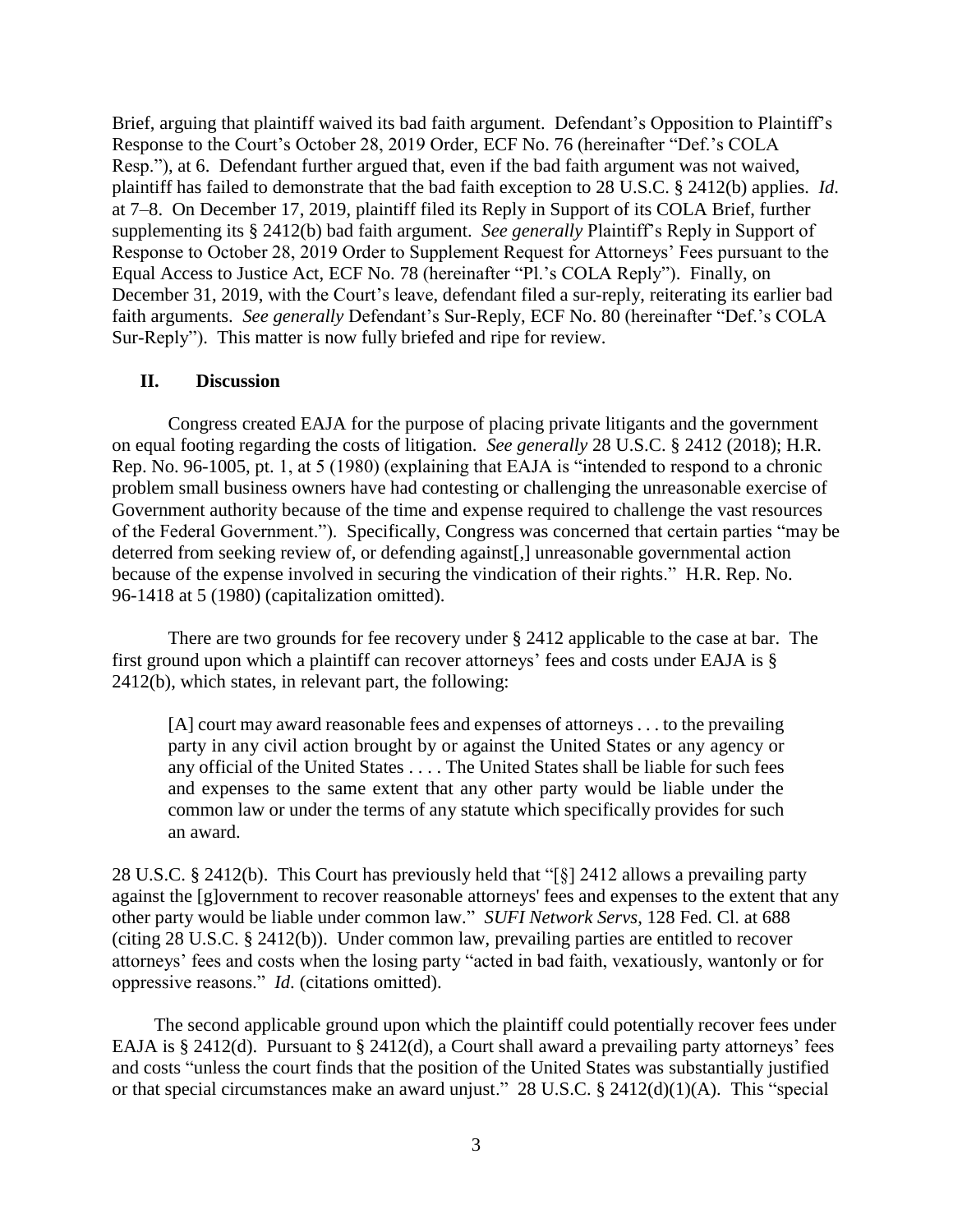Brief, arguing that plaintiff waived its bad faith argument. Defendant's Opposition to Plaintiff's Response to the Court's October 28, 2019 Order, ECF No. 76 (hereinafter "Def.'s COLA Resp."), at 6. Defendant further argued that, even if the bad faith argument was not waived, plaintiff has failed to demonstrate that the bad faith exception to 28 U.S.C. § 2412(b) applies. *Id.* at 7–8. On December 17, 2019, plaintiff filed its Reply in Support of its COLA Brief, further supplementing its § 2412(b) bad faith argument. *See generally* Plaintiff's Reply in Support of Response to October 28, 2019 Order to Supplement Request for Attorneys' Fees pursuant to the Equal Access to Justice Act, ECF No. 78 (hereinafter "Pl.'s COLA Reply"). Finally, on December 31, 2019, with the Court's leave, defendant filed a sur-reply, reiterating its earlier bad faith arguments. *See generally* Defendant's Sur-Reply, ECF No. 80 (hereinafter "Def.'s COLA Sur-Reply"). This matter is now fully briefed and ripe for review.

## II. Discussion

Congress created EAJA for the purpose of placing private litigants and the government on equal footing regarding the costs of litigation. *See generally* 28 U.S.C. § 2412 (2018); H.R. Rep. No. 96-1005, pt. 1, at 5 (1980) (explaining that EAJA is "intended to respond to a chronic problem small business owners have had contesting or challenging the unreasonable exercise of Government authority because of the time and expense required to challenge the vast resources of the Federal Government."). Specifically, Congress was concerned that certain parties "may be deterred from seeking review of, or defending against[,] unreasonable governmental action because of the expense involved in securing the vindication of their rights." H.R. Rep. No. 96-1418 at 5 (1980) (capitalization omitted).

There are two grounds for fee recovery under § 2412 applicable to the case at bar. The first ground upon which a plaintiff can recover attorneys' fees and costs under EAJA is § 2412(b), which states, in relevant part, the following:

> [A] court may award reasonable fees and expenses of attorneys . . . to the prevailing party in any civil action brought by or against the United States or any agency or any official of the United States . . . . The United States shall be liable for such fees and expenses to the same extent that any other party would be liable under the common law or under the terms of any statute which specifically provides for such an award.

28 U.S.C. § 2412(b). This Court has previously held that "[§] 2412 allows a prevailing party against the [g]overnment to recover reasonable attorneys' fees and expenses to the extent that any other party would be liable under common law." *SUFI Network Servs*, 128 Fed. Cl. at 688 (citing 28 U.S.C. § 2412(b)). Under common law, prevailing parties are entitled to recover attorneys' fees and costs when the losing party "acted in bad faith, vexatiously, wantonly or for oppressive reasons." *Id.* (citations omitted).

The second applicable ground upon which the plaintiff could potentially recover fees under EAJA is § 2412(d). Pursuant to § 2412(d), a Court shall award a prevailing party attorneys' fees and costs "unless the court finds that the position of the United States was substantially justified or that special circumstances make an award unjust." 28 U.S.C. § 2412(d)(1)(A). This "special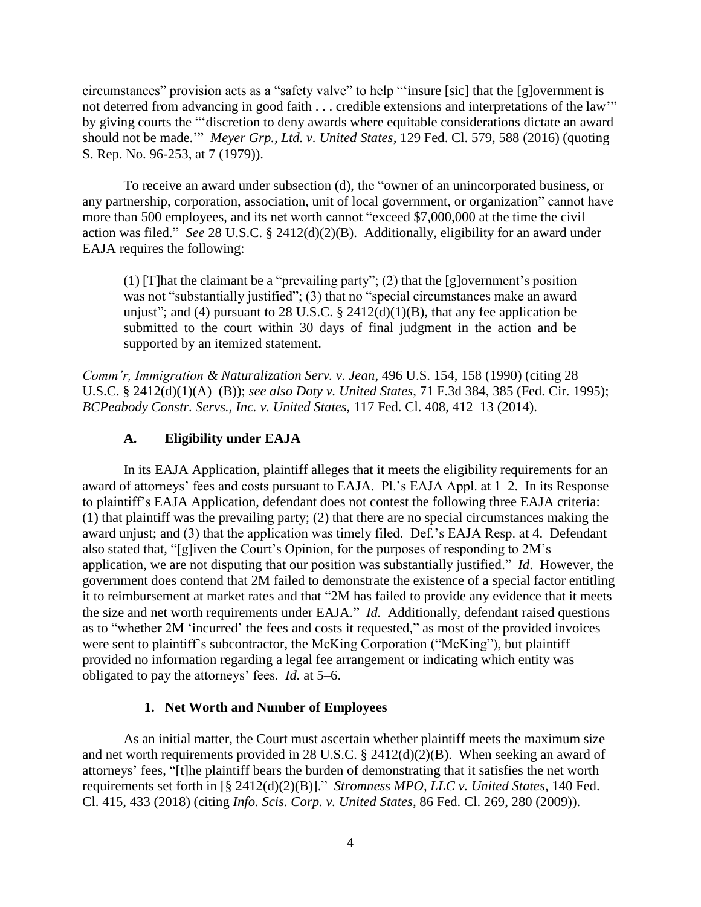circumstances" provision acts as a "safety valve" to help "'insure [sic] that the [g]overnment is not deterred from advancing in good faith . . . credible extensions and interpretations of the law'" by giving courts the "'discretion to deny awards where equitable considerations dictate an award should not be made.'" *Meyer Grp., Ltd. v. United States*, 129 Fed. Cl. 579, 588 (2016) (quoting S. Rep. No. 96-253, at 7 (1979)).

To receive an award under subsection (d), the "owner of an unincorporated business, or any partnership, corporation, association, unit of local government, or organization" cannot have more than 500 employees, and its net worth cannot "exceed $7,000,000 at the time the civil action was filed." *See* 28 U.S.C. § 2412(d)(2)(B). Additionally, eligibility for an award under EAJA requires the following:

> (1) [T]hat the claimant be a "prevailing party"; (2) that the [g]overnment's position was not "substantially justified"; (3) that no "special circumstances make an award unjust"; and (4) pursuant to 28 U.S.C. § 2412(d)(1)(B), that any fee application be submitted to the court within 30 days of final judgment in the action and be supported by an itemized statement.

*Comm'r, Immigration & Naturalization Serv. v. Jean*, 496 U.S. 154, 158 (1990) (citing 28 U.S.C. § 2412(d)(1)(A)–(B)); *see also Doty v. United States*, 71 F.3d 384, 385 (Fed. Cir. 1995); *BCPeabody Constr. Servs., Inc. v. United States*, 117 Fed. Cl. 408, 412–13 (2014).

### A. Eligibility under EAJA

In its EAJA Application, plaintiff alleges that it meets the eligibility requirements for an award of attorneys' fees and costs pursuant to EAJA. Pl.'s EAJA Appl. at 1–2. In its Response to plaintiff's EAJA Application, defendant does not contest the following three EAJA criteria: (1) that plaintiff was the prevailing party; (2) that there are no special circumstances making the award unjust; and (3) that the application was timely filed. Def.'s EAJA Resp. at 4. Defendant also stated that, "[g]iven the Court's Opinion, for the purposes of responding to 2M's application, we are not disputing that our position was substantially justified." *Id*. However, the government does contend that 2M failed to demonstrate the existence of a special factor entitling it to reimbursement at market rates and that "2M has failed to provide any evidence that it meets the size and net worth requirements under EAJA." *Id.* Additionally, defendant raised questions as to "whether 2M 'incurred' the fees and costs it requested," as most of the provided invoices were sent to plaintiff's subcontractor, the McKing Corporation ("McKing"), but plaintiff provided no information regarding a legal fee arrangement or indicating which entity was obligated to pay the attorneys' fees. *Id.* at 5–6.

#### 1. Net Worth and Number of Employees

As an initial matter, the Court must ascertain whether plaintiff meets the maximum size and net worth requirements provided in 28 U.S.C. § 2412(d)(2)(B). When seeking an award of attorneys' fees, "[t]he plaintiff bears the burden of demonstrating that it satisfies the net worth requirements set forth in [§ 2412(d)(2)(B)]." *Stromness MPO, LLC v. United States*, 140 Fed. Cl. 415, 433 (2018) (citing *Info. Scis. Corp. v. United States*, 86 Fed. Cl. 269, 280 (2009)).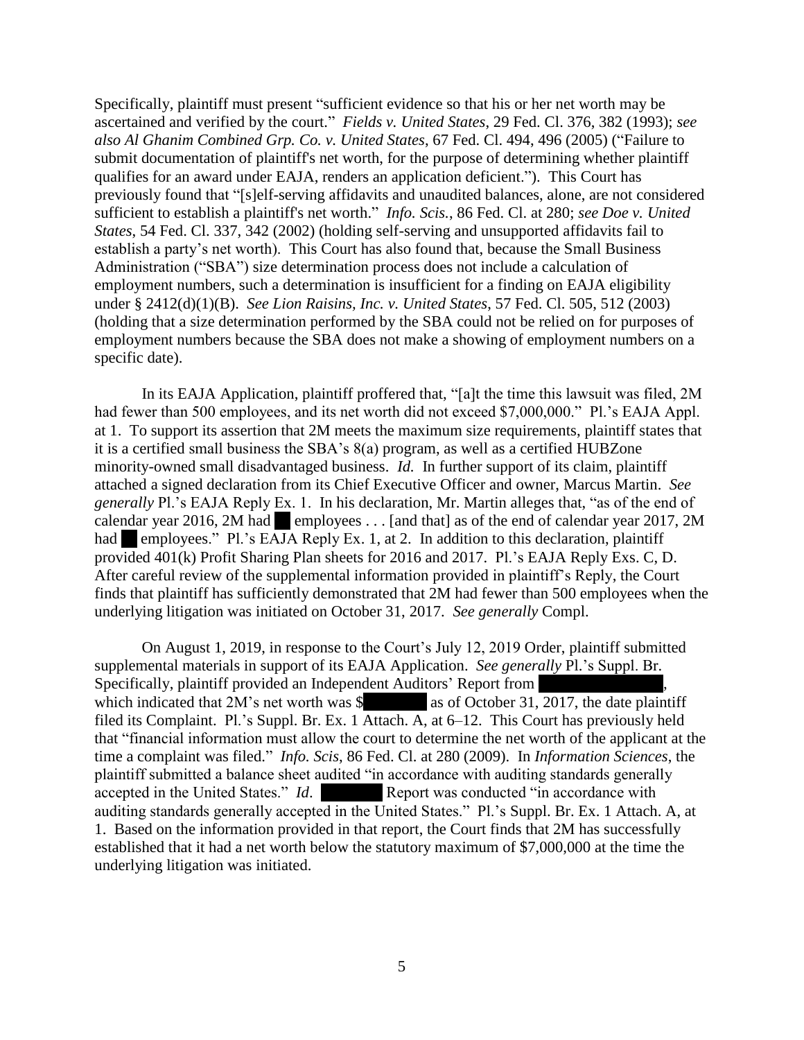Specifically, plaintiff must present "sufficient evidence so that his or her net worth may be ascertained and verified by the court." *Fields v. United States*, 29 Fed. Cl. 376, 382 (1993); *see also Al Ghanim Combined Grp. Co. v. United States*, 67 Fed. Cl. 494, 496 (2005) ("Failure to submit documentation of plaintiff's net worth, for the purpose of determining whether plaintiff qualifies for an award under EAJA, renders an application deficient."). This Court has previously found that "[s]elf-serving affidavits and unaudited balances, alone, are not considered sufficient to establish a plaintiff's net worth." *Info. Scis.*, 86 Fed. Cl. at 280; *see Doe v. United States*, 54 Fed. Cl. 337, 342 (2002) (holding self-serving and unsupported affidavits fail to establish a party's net worth). This Court has also found that, because the Small Business Administration ("SBA") size determination process does not include a calculation of employment numbers, such a determination is insufficient for a finding on EAJA eligibility under § 2412(d)(1)(B). *See Lion Raisins, Inc. v. United States*, 57 Fed. Cl. 505, 512 (2003) (holding that a size determination performed by the SBA could not be relied on for purposes of employment numbers because the SBA does not make a showing of employment numbers on a specific date).

In its EAJA Application, plaintiff proffered that, "[a]t the time this lawsuit was filed, 2M had fewer than 500 employees, and its net worth did not exceed $7,000,000." Pl.'s EAJA Appl. at 1. To support its assertion that 2M meets the maximum size requirements, plaintiff states that it is a certified small business the SBA's 8(a) program, as well as a certified HUBZone minority-owned small disadvantaged business. *Id.* In further support of its claim, plaintiff attached a signed declaration from its Chief Executive Officer and owner, Marcus Martin. *See generally* Pl.'s EAJA Reply Ex. 1. In his declaration, Mr. Martin alleges that, "as of the end of calendar year 2016, 2M had ██ employees . . . [and that] as of the end of calendar year 2017, 2M had ██ employees." Pl.'s EAJA Reply Ex. 1, at 2. In addition to this declaration, plaintiff provided 401(k) Profit Sharing Plan sheets for 2016 and 2017. Pl.'s EAJA Reply Exs. C, D. After careful review of the supplemental information provided in plaintiff's Reply, the Court finds that plaintiff has sufficiently demonstrated that 2M had fewer than 500 employees when the underlying litigation was initiated on October 31, 2017. *See generally* Compl.

On August 1, 2019, in response to the Court's July 12, 2019 Order, plaintiff submitted supplemental materials in support of its EAJA Application. *See generally* Pl.'s Suppl. Br. Specifically, plaintiff provided an Independent Auditors' Report from ██████████, which indicated that 2M's net worth was $██████ as of October 31, 2017, the date plaintiff filed its Complaint. Pl.'s Suppl. Br. Ex. 1 Attach. A, at 6–12. This Court has previously held that "financial information must allow the court to determine the net worth of the applicant at the time a complaint was filed." *Info. Scis*, 86 Fed. Cl. at 280 (2009). In *Information Sciences*, the plaintiff submitted a balance sheet audited "in accordance with auditing standards generally accepted in the United States." *Id*. ██████ Report was conducted "in accordance with auditing standards generally accepted in the United States." Pl.'s Suppl. Br. Ex. 1 Attach. A, at 1. Based on the information provided in that report, the Court finds that 2M has successfully established that it had a net worth below the statutory maximum of $7,000,000 at the time the underlying litigation was initiated.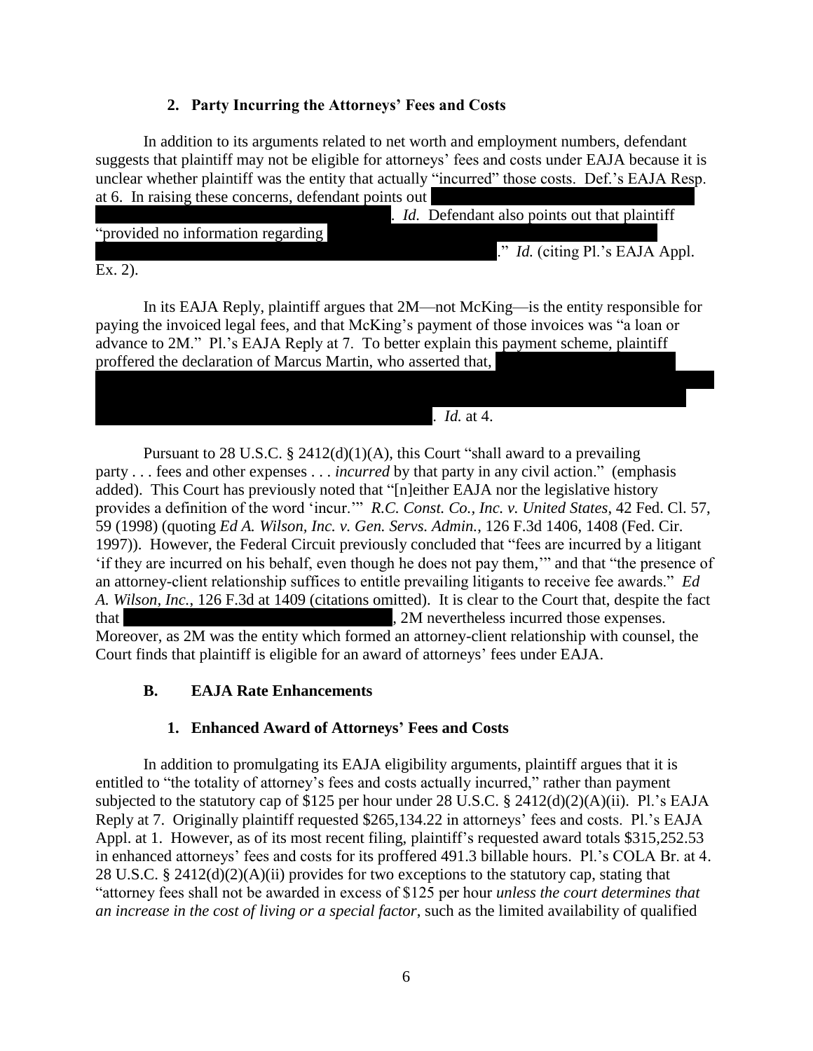### 2. Party Incurring the Attorneys' Fees and Costs

In addition to its arguments related to net worth and employment numbers, defendant suggests that plaintiff may not be eligible for attorneys' fees and costs under EAJA because it is unclear whether plaintiff was the entity that actually "incurred" those costs. Def.'s EAJA Resp. at 6. In raising these concerns, defendant points out [REDACTED]. *Id.* Defendant also points out that plaintiff "provided no information regarding [REDACTED]." *Id.* (citing Pl.'s EAJA Appl. Ex. 2).

In its EAJA Reply, plaintiff argues that 2M—not McKing—is the entity responsible for paying the invoiced legal fees, and that McKing's payment of those invoices was "a loan or advance to 2M." Pl.'s EAJA Reply at 7. To better explain this payment scheme, plaintiff proffered the declaration of Marcus Martin, who asserted that, [REDACTED]. *Id.* at 4.

Pursuant to 28 U.S.C. § 2412(d)(1)(A), this Court "shall award to a prevailing party . . . fees and other expenses . . . *incurred* by that party in any civil action." (emphasis added). This Court has previously noted that "[n]either EAJA nor the legislative history provides a definition of the word 'incur.'" *R.C. Const. Co., Inc. v. United States*, 42 Fed. Cl. 57, 59 (1998) (quoting *Ed A. Wilson, Inc. v. Gen. Servs. Admin.*, 126 F.3d 1406, 1408 (Fed. Cir. 1997)). However, the Federal Circuit previously concluded that "fees are incurred by a litigant 'if they are incurred on his behalf, even though he does not pay them,'" and that "the presence of an attorney-client relationship suffices to entitle prevailing litigants to receive fee awards." *Ed A. Wilson, Inc.*, 126 F.3d at 1409 (citations omitted). It is clear to the Court that, despite the fact that [REDACTED], 2M nevertheless incurred those expenses. Moreover, as 2M was the entity which formed an attorney-client relationship with counsel, the Court finds that plaintiff is eligible for an award of attorneys' fees under EAJA.

## B. EAJA Rate Enhancements

### 1. Enhanced Award of Attorneys' Fees and Costs

In addition to promulgating its EAJA eligibility arguments, plaintiff argues that it is entitled to "the totality of attorney's fees and costs actually incurred," rather than payment subjected to the statutory cap of $125 per hour under 28 U.S.C. § 2412(d)(2)(A)(ii). Pl.'s EAJA Reply at 7. Originally plaintiff requested $265,134.22 in attorneys' fees and costs. Pl.'s EAJA Appl. at 1. However, as of its most recent filing, plaintiff's requested award totals $315,252.53 in enhanced attorneys' fees and costs for its proffered 491.3 billable hours. Pl.'s COLA Br. at 4. 28 U.S.C. § 2412(d)(2)(A)(ii) provides for two exceptions to the statutory cap, stating that "attorney fees shall not be awarded in excess of $125 per hour *unless the court determines that an increase in the cost of living or a special factor*, such as the limited availability of qualified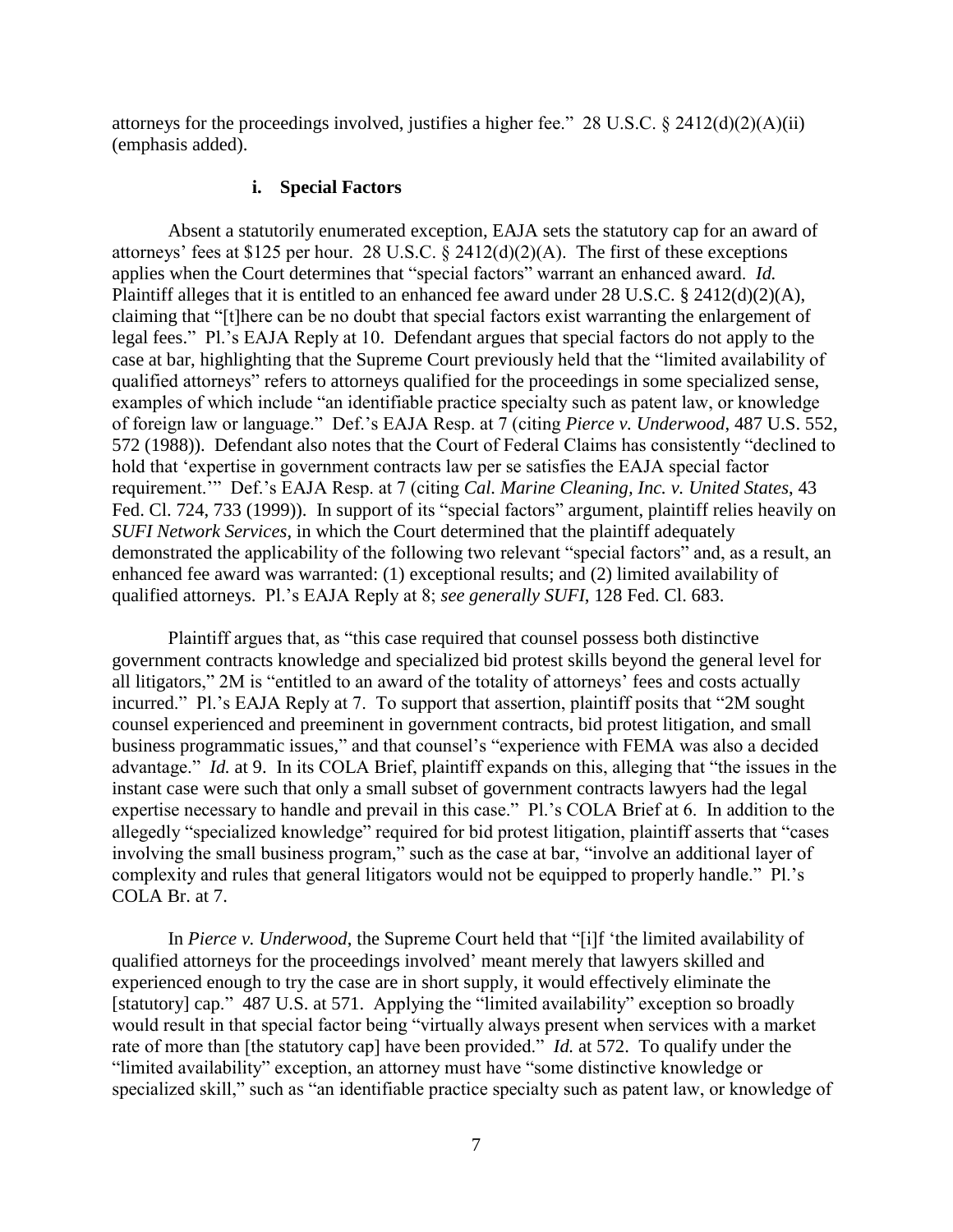attorneys for the proceedings involved, justifies a higher fee." 28 U.S.C. § 2412(d)(2)(A)(ii) (emphasis added).

#### i. Special Factors

Absent a statutorily enumerated exception, EAJA sets the statutory cap for an award of attorneys' fees at $125 per hour. 28 U.S.C. § 2412(d)(2)(A). The first of these exceptions applies when the Court determines that "special factors" warrant an enhanced award. *Id.* Plaintiff alleges that it is entitled to an enhanced fee award under 28 U.S.C. § 2412(d)(2)(A), claiming that "[t]here can be no doubt that special factors exist warranting the enlargement of legal fees." Pl.'s EAJA Reply at 10. Defendant argues that special factors do not apply to the case at bar, highlighting that the Supreme Court previously held that the "limited availability of qualified attorneys" refers to attorneys qualified for the proceedings in some specialized sense, examples of which include "an identifiable practice specialty such as patent law, or knowledge of foreign law or language." Def.'s EAJA Resp. at 7 (citing *Pierce v. Underwood*, 487 U.S. 552, 572 (1988)). Defendant also notes that the Court of Federal Claims has consistently "declined to hold that 'expertise in government contracts law per se satisfies the EAJA special factor requirement.'" Def.'s EAJA Resp. at 7 (citing *Cal. Marine Cleaning, Inc. v. United States*, 43 Fed. Cl. 724, 733 (1999)). In support of its "special factors" argument, plaintiff relies heavily on *SUFI Network Services*, in which the Court determined that the plaintiff adequately demonstrated the applicability of the following two relevant "special factors" and, as a result, an enhanced fee award was warranted: (1) exceptional results; and (2) limited availability of qualified attorneys. Pl.'s EAJA Reply at 8; *see generally SUFI*, 128 Fed. Cl. 683.

Plaintiff argues that, as "this case required that counsel possess both distinctive government contracts knowledge and specialized bid protest skills beyond the general level for all litigators," 2M is "entitled to an award of the totality of attorneys' fees and costs actually incurred." Pl.'s EAJA Reply at 7. To support that assertion, plaintiff posits that "2M sought counsel experienced and preeminent in government contracts, bid protest litigation, and small business programmatic issues," and that counsel's "experience with FEMA was also a decided advantage." *Id.* at 9. In its COLA Brief, plaintiff expands on this, alleging that "the issues in the instant case were such that only a small subset of government contracts lawyers had the legal expertise necessary to handle and prevail in this case." Pl.'s COLA Brief at 6. In addition to the allegedly "specialized knowledge" required for bid protest litigation, plaintiff asserts that "cases involving the small business program," such as the case at bar, "involve an additional layer of complexity and rules that general litigators would not be equipped to properly handle." Pl.'s COLA Br. at 7.

In *Pierce v. Underwood*, the Supreme Court held that "[i]f 'the limited availability of qualified attorneys for the proceedings involved' meant merely that lawyers skilled and experienced enough to try the case are in short supply, it would effectively eliminate the [statutory] cap." 487 U.S. at 571. Applying the "limited availability" exception so broadly would result in that special factor being "virtually always present when services with a market rate of more than [the statutory cap] have been provided." *Id.* at 572. To qualify under the "limited availability" exception, an attorney must have "some distinctive knowledge or specialized skill," such as "an identifiable practice specialty such as patent law, or knowledge of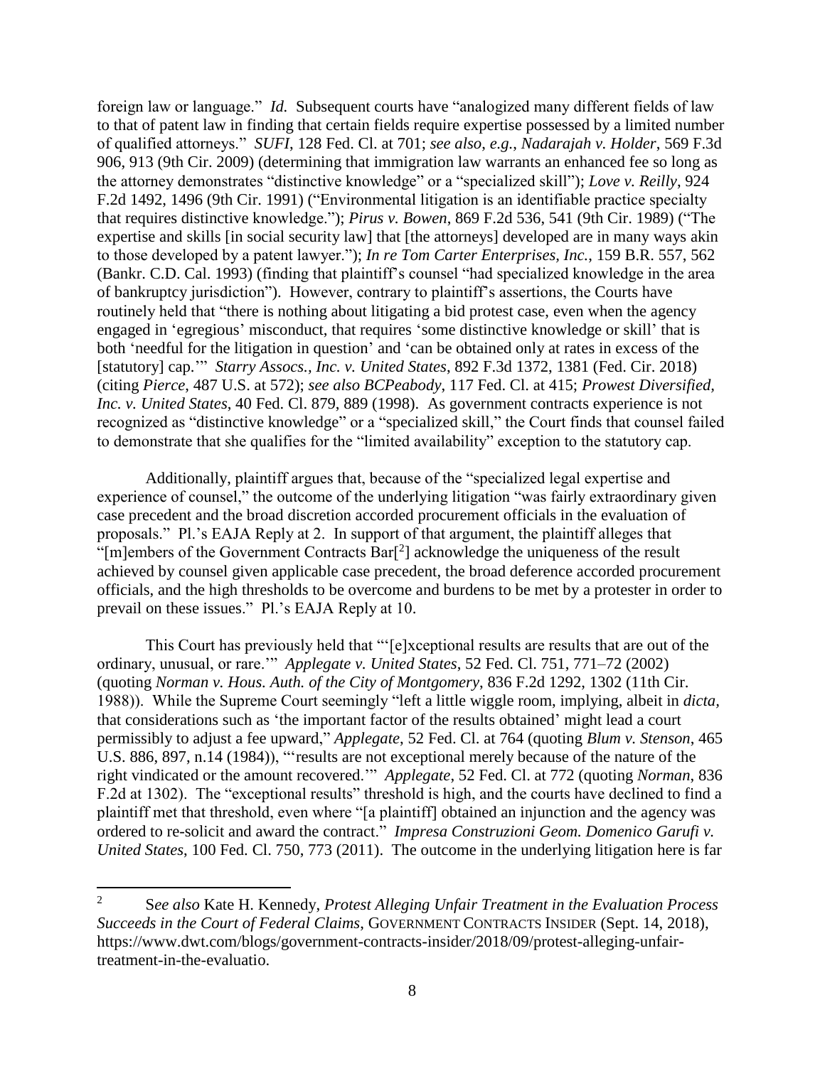foreign law or language." *Id.* Subsequent courts have "analogized many different fields of law to that of patent law in finding that certain fields require expertise possessed by a limited number of qualified attorneys." *SUFI*, 128 Fed. Cl. at 701; *see also, e.g.*, *Nadarajah v. Holder*, 569 F.3d 906, 913 (9th Cir. 2009) (determining that immigration law warrants an enhanced fee so long as the attorney demonstrates "distinctive knowledge" or a "specialized skill"); *Love v. Reilly*, 924 F.2d 1492, 1496 (9th Cir. 1991) ("Environmental litigation is an identifiable practice specialty that requires distinctive knowledge."); *Pirus v. Bowen*, 869 F.2d 536, 541 (9th Cir. 1989) ("The expertise and skills [in social security law] that [the attorneys] developed are in many ways akin to those developed by a patent lawyer."); *In re Tom Carter Enterprises, Inc.*, 159 B.R. 557, 562 (Bankr. C.D. Cal. 1993) (finding that plaintiff's counsel "had specialized knowledge in the area of bankruptcy jurisdiction"). However, contrary to plaintiff's assertions, the Courts have routinely held that "there is nothing about litigating a bid protest case, even when the agency engaged in 'egregious' misconduct, that requires 'some distinctive knowledge or skill' that is both 'needful for the litigation in question' and 'can be obtained only at rates in excess of the [statutory] cap.'" *Starry Assocs., Inc. v. United States*, 892 F.3d 1372, 1381 (Fed. Cir. 2018) (citing *Pierce*, 487 U.S. at 572); *see also BCPeabody*, 117 Fed. Cl. at 415; *Prowest Diversified, Inc. v. United States*, 40 Fed. Cl. 879, 889 (1998). As government contracts experience is not recognized as "distinctive knowledge" or a "specialized skill," the Court finds that counsel failed to demonstrate that she qualifies for the "limited availability" exception to the statutory cap.

Additionally, plaintiff argues that, because of the "specialized legal expertise and experience of counsel," the outcome of the underlying litigation "was fairly extraordinary given case precedent and the broad discretion accorded procurement officials in the evaluation of proposals." Pl.'s EAJA Reply at 2. In support of that argument, the plaintiff alleges that "[m]embers of the Government Contracts Bar[2] acknowledge the uniqueness of the result achieved by counsel given applicable case precedent, the broad deference accorded procurement officials, and the high thresholds to be overcome and burdens to be met by a protester in order to prevail on these issues." Pl.'s EAJA Reply at 10.

This Court has previously held that "'[e]xceptional results are results that are out of the ordinary, unusual, or rare.'" *Applegate v. United States*, 52 Fed. Cl. 751, 771–72 (2002) (quoting *Norman v. Hous. Auth. of the City of Montgomery*, 836 F.2d 1292, 1302 (11th Cir. 1988)). While the Supreme Court seemingly "left a little wiggle room, implying, albeit in *dicta*, that considerations such as 'the important factor of the results obtained' might lead a court permissibly to adjust a fee upward," *Applegate*, 52 Fed. Cl. at 764 (quoting *Blum v. Stenson*, 465 U.S. 886, 897, n.14 (1984)), "'results are not exceptional merely because of the nature of the right vindicated or the amount recovered.'" *Applegate*, 52 Fed. Cl. at 772 (quoting *Norman*, 836 F.2d at 1302). The "exceptional results" threshold is high, and the courts have declined to find a plaintiff met that threshold, even where "[a plaintiff] obtained an injunction and the agency was ordered to re-solicit and award the contract." *Impresa Construzioni Geom. Domenico Garufi v. United States*, 100 Fed. Cl. 750, 773 (2011). The outcome in the underlying litigation here is far

[2] S*ee also* Kate H. Kennedy, *Protest Alleging Unfair Treatment in the Evaluation Process Succeeds in the Court of Federal Claims*, GOVERNMENT CONTRACTS INSIDER (Sept. 14, 2018), https://www.dwt.com/blogs/government-contracts-insider/2018/09/protest-alleging-unfair-treatment-in-the-evaluatio.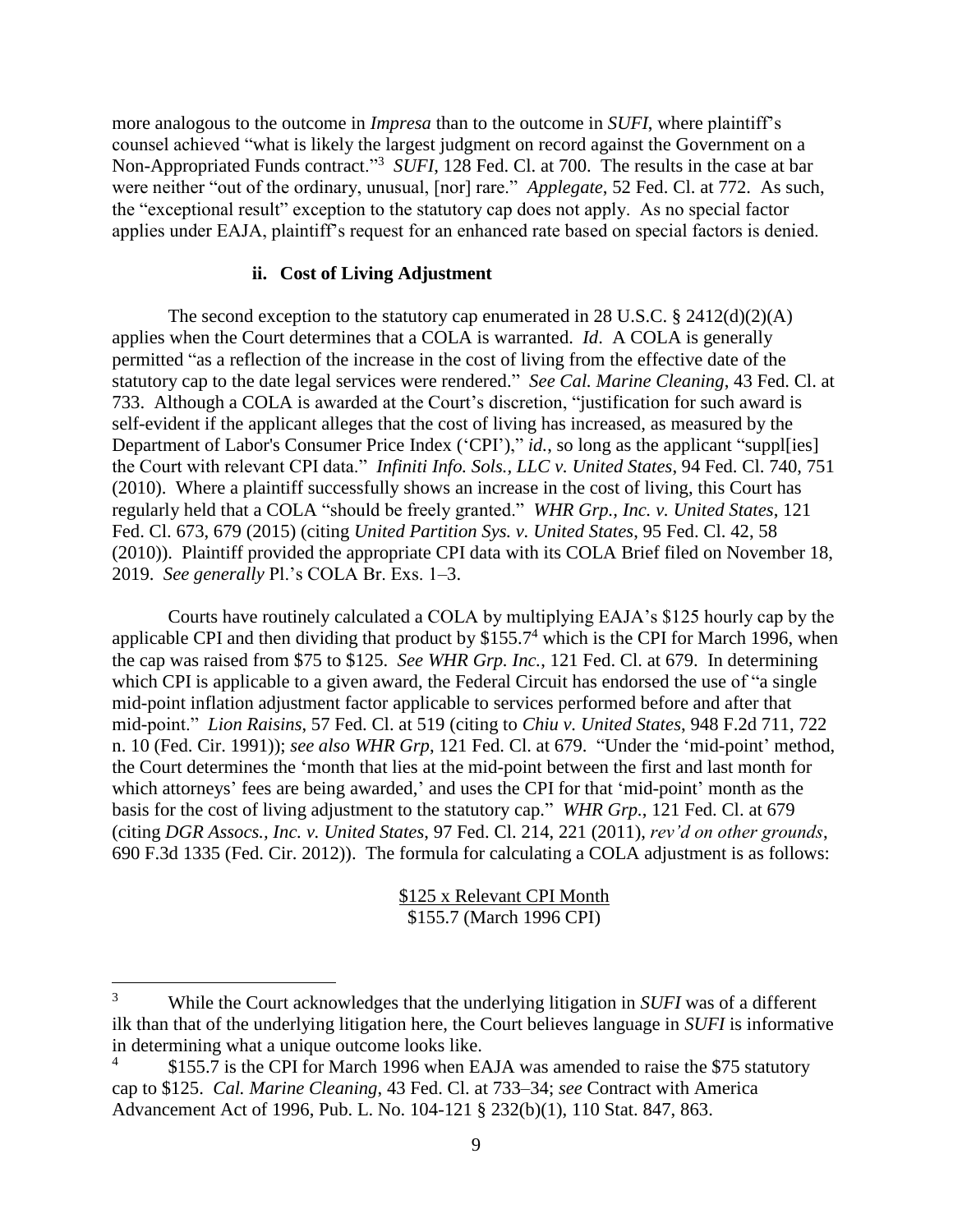more analogous to the outcome in *Impresa* than to the outcome in *SUFI*, where plaintiff's counsel achieved "what is likely the largest judgment on record against the Government on a Non-Appropriated Funds contract."[3] *SUFI*, 128 Fed. Cl. at 700. The results in the case at bar were neither "out of the ordinary, unusual, [nor] rare." *Applegate*, 52 Fed. Cl. at 772. As such, the "exceptional result" exception to the statutory cap does not apply. As no special factor applies under EAJA, plaintiff's request for an enhanced rate based on special factors is denied.

### ii. Cost of Living Adjustment

The second exception to the statutory cap enumerated in 28 U.S.C. § 2412(d)(2)(A) applies when the Court determines that a COLA is warranted. *Id*. A COLA is generally permitted "as a reflection of the increase in the cost of living from the effective date of the statutory cap to the date legal services were rendered." *See Cal. Marine Cleaning*, 43 Fed. Cl. at 733. Although a COLA is awarded at the Court's discretion, "justification for such award is self-evident if the applicant alleges that the cost of living has increased, as measured by the Department of Labor's Consumer Price Index ('CPI')," *id.*, so long as the applicant "suppl[ies] the Court with relevant CPI data." *Infiniti Info. Sols., LLC v. United States*, 94 Fed. Cl. 740, 751 (2010). Where a plaintiff successfully shows an increase in the cost of living, this Court has regularly held that a COLA "should be freely granted." *WHR Grp., Inc. v. United States*, 121 Fed. Cl. 673, 679 (2015) (citing *United Partition Sys. v. United States*, 95 Fed. Cl. 42, 58 (2010)). Plaintiff provided the appropriate CPI data with its COLA Brief filed on November 18, 2019. *See generally* Pl.'s COLA Br. Exs. 1–3.

Courts have routinely calculated a COLA by multiplying EAJA's $125 hourly cap by the applicable CPI and then dividing that product by $155.7[4] which is the CPI for March 1996, when the cap was raised from $75 to $125. *See WHR Grp. Inc.*, 121 Fed. Cl. at 679. In determining which CPI is applicable to a given award, the Federal Circuit has endorsed the use of "a single mid-point inflation adjustment factor applicable to services performed before and after that mid-point." *Lion Raisins*, 57 Fed. Cl. at 519 (citing to *Chiu v. United States*, 948 F.2d 711, 722 n. 10 (Fed. Cir. 1991)); *see also WHR Grp*, 121 Fed. Cl. at 679. "Under the 'mid-point' method, the Court determines the 'month that lies at the mid-point between the first and last month for which attorneys' fees are being awarded,' and uses the CPI for that 'mid-point' month as the basis for the cost of living adjustment to the statutory cap." *WHR Grp.*, 121 Fed. Cl. at 679 (citing *DGR Assocs., Inc. v. United States*, 97 Fed. Cl. 214, 221 (2011), *rev'd on other grounds*, 690 F.3d 1335 (Fed. Cir. 2012)). The formula for calculating a COLA adjustment is as follows:

$$\frac{\$125 \times \text{Relevant CPI Month}}{\$155.7 \text{ (March 1996 CPI)}}$$

---

[3] While the Court acknowledges that the underlying litigation in *SUFI* was of a different ilk than that of the underlying litigation here, the Court believes language in *SUFI* is informative in determining what a unique outcome looks like.

[4] $155.7 is the CPI for March 1996 when EAJA was amended to raise the $75 statutory cap to $125. *Cal. Marine Cleaning*, 43 Fed. Cl. at 733–34; *see* Contract with America Advancement Act of 1996, Pub. L. No. 104-121 § 232(b)(1), 110 Stat. 847, 863.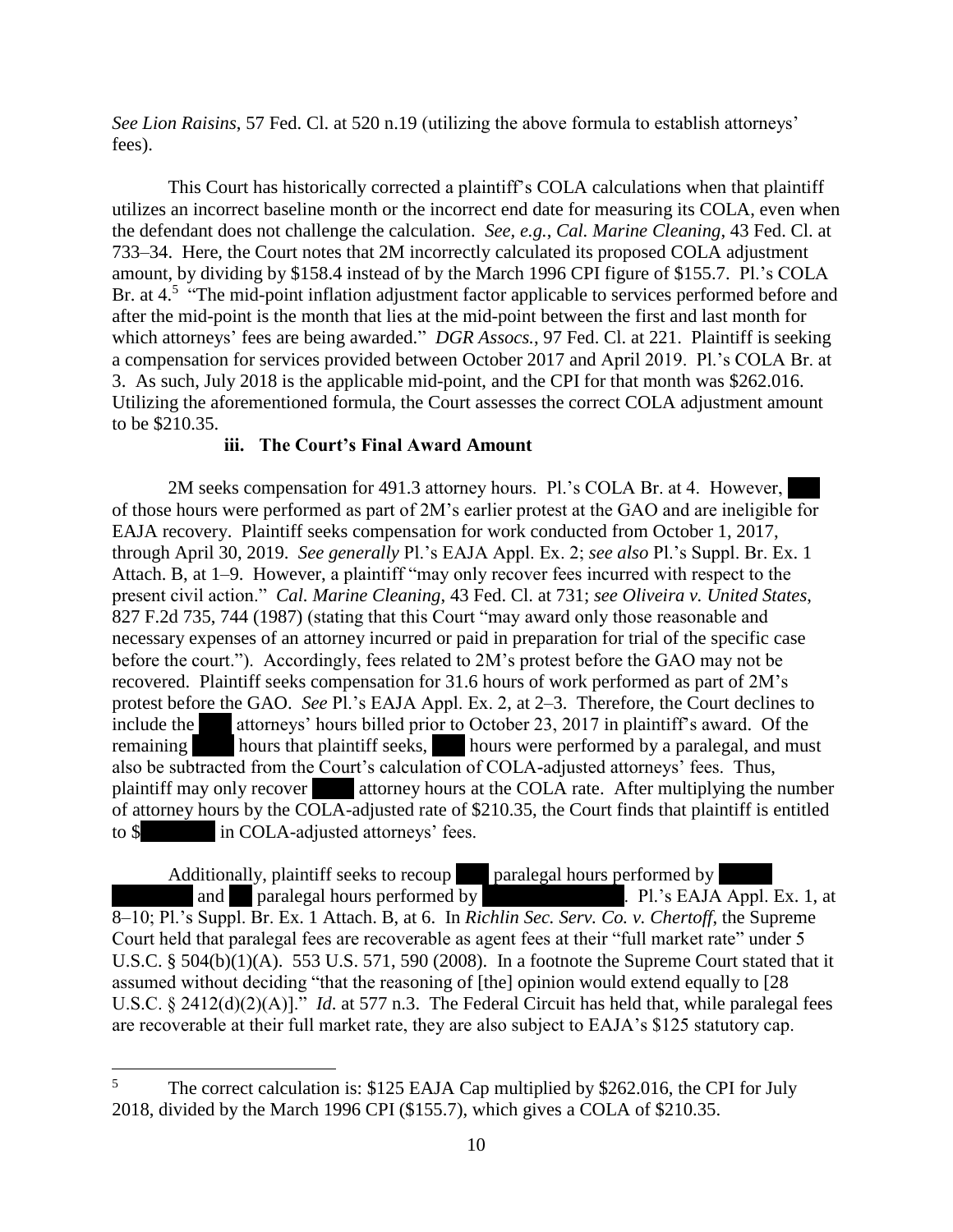*See Lion Raisins*, 57 Fed. Cl. at 520 n.19 (utilizing the above formula to establish attorneys' fees).

This Court has historically corrected a plaintiff's COLA calculations when that plaintiff utilizes an incorrect baseline month or the incorrect end date for measuring its COLA, even when the defendant does not challenge the calculation. *See, e.g.*, *Cal. Marine Cleaning*, 43 Fed. Cl. at 733–34. Here, the Court notes that 2M incorrectly calculated its proposed COLA adjustment amount, by dividing by $158.4 instead of by the March 1996 CPI figure of $155.7. Pl.'s COLA Br. at 4.[5] "The mid-point inflation adjustment factor applicable to services performed before and after the mid-point is the month that lies at the mid-point between the first and last month for which attorneys' fees are being awarded." *DGR Assocs.*, 97 Fed. Cl. at 221. Plaintiff is seeking a compensation for services provided between October 2017 and April 2019. Pl.'s COLA Br. at 3. As such, July 2018 is the applicable mid-point, and the CPI for that month was $262.016. Utilizing the aforementioned formula, the Court assesses the correct COLA adjustment amount to be $210.35.

#### iii. The Court's Final Award Amount

2M seeks compensation for 491.3 attorney hours. Pl.'s COLA Br. at 4. However, [REDACTED] of those hours were performed as part of 2M's earlier protest at the GAO and are ineligible for EAJA recovery. Plaintiff seeks compensation for work conducted from October 1, 2017, through April 30, 2019. *See generally* Pl.'s EAJA Appl. Ex. 2; *see also* Pl.'s Suppl. Br. Ex. 1 Attach. B, at 1–9. However, a plaintiff "may only recover fees incurred with respect to the present civil action." *Cal. Marine Cleaning*, 43 Fed. Cl. at 731; *see Oliveira v. United States*, 827 F.2d 735, 744 (1987) (stating that this Court "may award only those reasonable and necessary expenses of an attorney incurred or paid in preparation for trial of the specific case before the court."). Accordingly, fees related to 2M's protest before the GAO may not be recovered. Plaintiff seeks compensation for 31.6 hours of work performed as part of 2M's protest before the GAO. *See* Pl.'s EAJA Appl. Ex. 2, at 2–3. Therefore, the Court declines to include the [REDACTED] attorneys' hours billed prior to October 23, 2017 in plaintiff's award. Of the remaining [REDACTED] hours that plaintiff seeks, [REDACTED] hours were performed by a paralegal, and must also be subtracted from the Court's calculation of COLA-adjusted attorneys' fees. Thus, plaintiff may only recover [REDACTED] attorney hours at the COLA rate. After multiplying the number of attorney hours by the COLA-adjusted rate of $210.35, the Court finds that plaintiff is entitled to $[REDACTED] in COLA-adjusted attorneys' fees.

Additionally, plaintiff seeks to recoup [REDACTED] paralegal hours performed by [REDACTED] and [REDACTED] paralegal hours performed by [REDACTED]. Pl.'s EAJA Appl. Ex. 1, at 8–10; Pl.'s Suppl. Br. Ex. 1 Attach. B, at 6. In *Richlin Sec. Serv. Co. v. Chertoff*, the Supreme Court held that paralegal fees are recoverable as agent fees at their "full market rate" under 5 U.S.C. § 504(b)(1)(A). 553 U.S. 571, 590 (2008). In a footnote the Supreme Court stated that it assumed without deciding "that the reasoning of [the] opinion would extend equally to [28 U.S.C. § 2412(d)(2)(A)]." *Id.* at 577 n.3. The Federal Circuit has held that, while paralegal fees are recoverable at their full market rate, they are also subject to EAJA's $125 statutory cap.

---

[5] The correct calculation is: $125 EAJA Cap multiplied by $262.016, the CPI for July 2018, divided by the March 1996 CPI ($155.7), which gives a COLA of $210.35.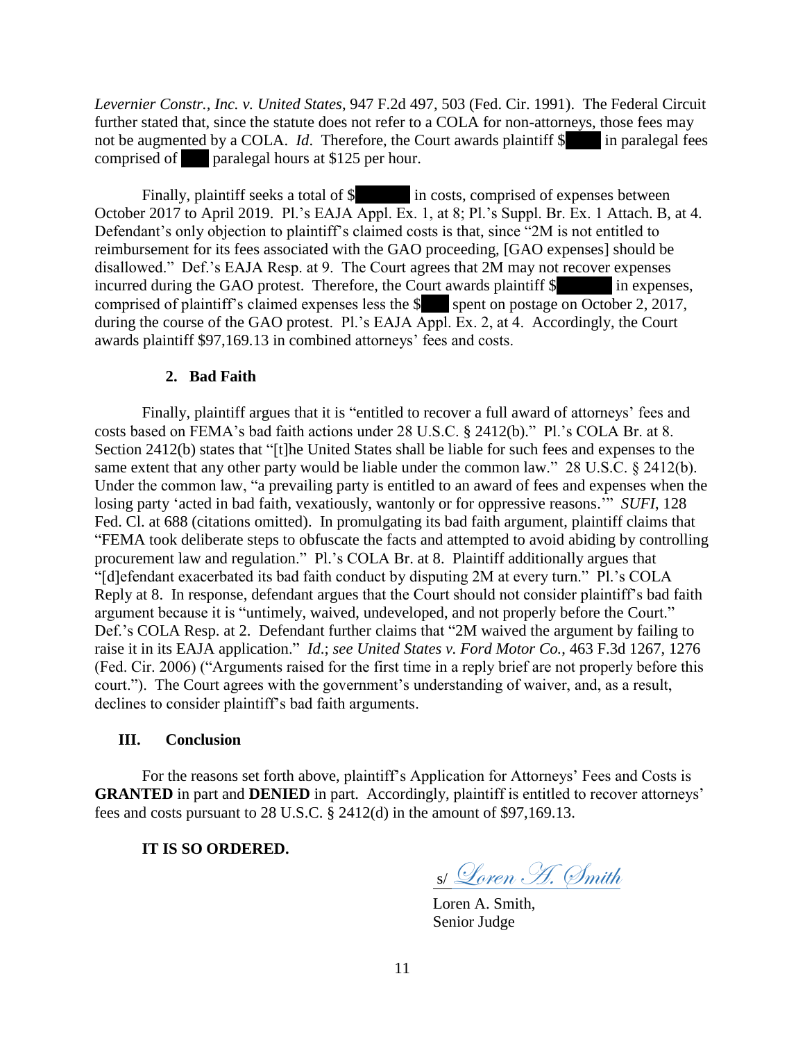*Levernier Constr., Inc. v. United States*, 947 F.2d 497, 503 (Fed. Cir. 1991). The Federal Circuit further stated that, since the statute does not refer to a COLA for non-attorneys, those fees may not be augmented by a COLA. *Id*. Therefore, the Court awards plaintiff $ in paralegal fees comprised of paralegal hours at $125 per hour.

Finally, plaintiff seeks a total of $ in costs, comprised of expenses between October 2017 to April 2019. Pl.'s EAJA Appl. Ex. 1, at 8; Pl.'s Suppl. Br. Ex. 1 Attach. B, at 4. Defendant's only objection to plaintiff's claimed costs is that, since "2M is not entitled to reimbursement for its fees associated with the GAO proceeding, [GAO expenses] should be disallowed." Def.'s EAJA Resp. at 9. The Court agrees that 2M may not recover expenses incurred during the GAO protest. Therefore, the Court awards plaintiff $ in expenses, comprised of plaintiff's claimed expenses less the $ spent on postage on October 2, 2017, during the course of the GAO protest. Pl.'s EAJA Appl. Ex. 2, at 4. Accordingly, the Court awards plaintiff $97,169.13 in combined attorneys' fees and costs.

### 2. Bad Faith

Finally, plaintiff argues that it is "entitled to recover a full award of attorneys' fees and costs based on FEMA's bad faith actions under 28 U.S.C. § 2412(b)." Pl.'s COLA Br. at 8. Section 2412(b) states that "[t]he United States shall be liable for such fees and expenses to the same extent that any other party would be liable under the common law." 28 U.S.C. § 2412(b). Under the common law, "a prevailing party is entitled to an award of fees and expenses when the losing party 'acted in bad faith, vexatiously, wantonly or for oppressive reasons.'" *SUFI*, 128 Fed. Cl. at 688 (citations omitted). In promulgating its bad faith argument, plaintiff claims that "FEMA took deliberate steps to obfuscate the facts and attempted to avoid abiding by controlling procurement law and regulation." Pl.'s COLA Br. at 8. Plaintiff additionally argues that "[d]efendant exacerbated its bad faith conduct by disputing 2M at every turn." Pl.'s COLA Reply at 8. In response, defendant argues that the Court should not consider plaintiff's bad faith argument because it is "untimely, waived, undeveloped, and not properly before the Court." Def.'s COLA Resp. at 2. Defendant further claims that "2M waived the argument by failing to raise it in its EAJA application." *Id*.; *see United States v. Ford Motor Co.*, 463 F.3d 1267, 1276 (Fed. Cir. 2006) ("Arguments raised for the first time in a reply brief are not properly before this court."). The Court agrees with the government's understanding of waiver, and, as a result, declines to consider plaintiff's bad faith arguments.

## III. Conclusion

For the reasons set forth above, plaintiff's Application for Attorneys' Fees and Costs is **GRANTED** in part and **DENIED** in part. Accordingly, plaintiff is entitled to recover attorneys' fees and costs pursuant to 28 U.S.C. § 2412(d) in the amount of $97,169.13.

**IT IS SO ORDERED.**

s/ *Loren A. Smith*

Loren A. Smith,
Senior Judge